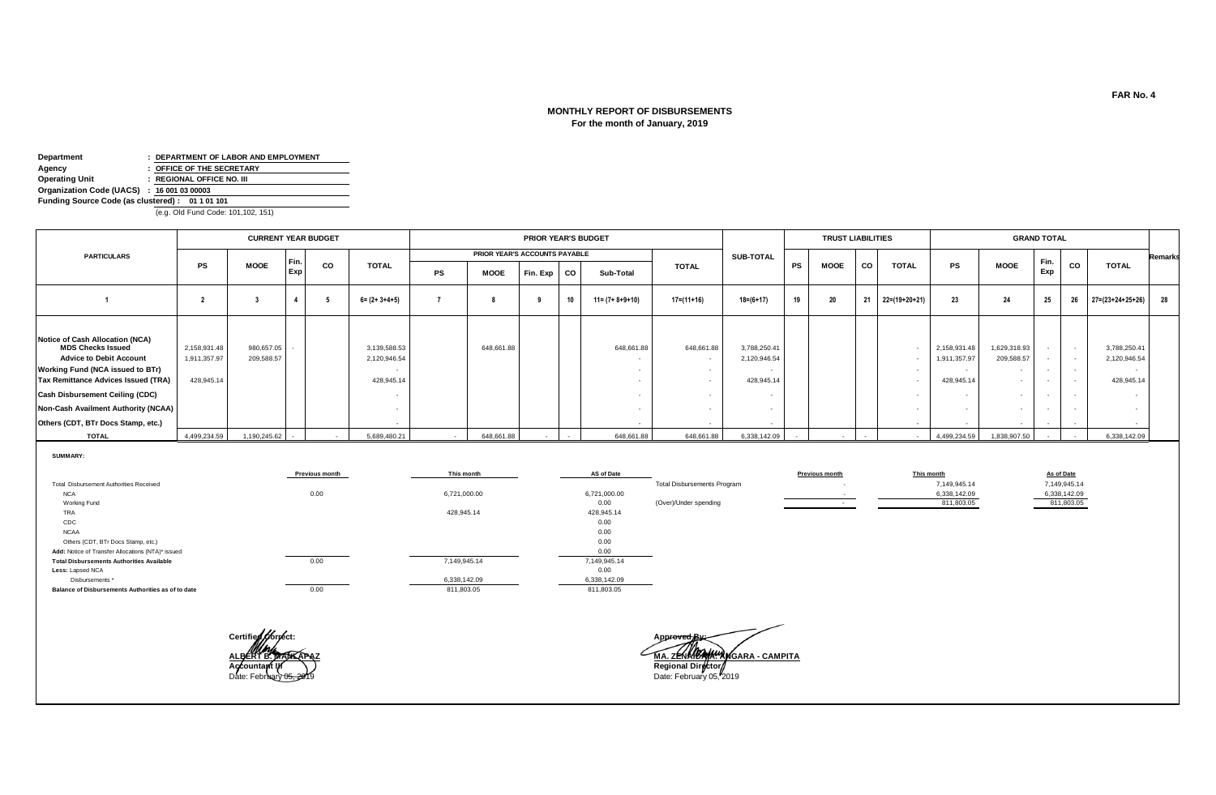FAR No. 4

## MONTHLY REPORT OF DISBURSEMENTS
### For the month of January, 2019

**Department** : **DEPARTMENT OF LABOR AND EMPLOYMENT**
**Agency** : **OFFICE OF THE SECRETARY**
**Operating Unit** : **REGIONAL OFFICE NO. III**
**Organization Code (UACS)** : **16 001 03 00003**
**Funding Source Code (as clustered)** : **01 1 01 101**
(e.g. Old Fund Code: 101,102, 151)

| PARTICULARS | CURRENT YEAR BUDGET | | | | | PRIOR YEAR'S BUDGET | | | | | | SUB-TOTAL | TRUST LIABILITIES | | | | GRAND TOTAL | | | | | Remarks |
|---|---|---|---|---|---|---|---|---|---|---|---|---|---|---|---|---|---|---|---|---|---|---|
| | | | | | | PRIOR YEAR'S ACCOUNTS PAYABLE | | | | | TOTAL | | | | | | | | | | | |
| | PS | MOOE | Fin. Exp | CO | TOTAL | PS | MOOE | Fin. Exp | CO | Sub-Total | | | PS | MOOE | CO | TOTAL | PS | MOOE | Fin. Exp | CO | TOTAL | |
| 1 | 2 | 3 | 4 | 5 | 6= (2+ 3+4+5) | 7 | 8 | 9 | 10 | 11= (7+ 8+9+10) | 17=(11+16) | 18=(6+17) | 19 | 20 | 21 | 22=(19+20+21) | 23 | 24 | 25 | 26 | 27=(23+24+25+26) | 28 |
| **Notice of Cash Allocation (NCA)** | | | | | | | | | | | | | | | | | | | | | | |
| **MDS Checks Issued** | 2,158,931.48 | 980,657.05 | - | | 3,139,588.53 | | 648,661.88 | | | 648,661.88 | 648,661.88 | 3,788,250.41 | | | | - | 2,158,931.48 | 1,629,318.93 | - | - | 3,788,250.41 | |
| **Advice to Debit Account** | 1,911,357.97 | 209,588.57 | | | 2,120,946.54 | | | | | - | - | 2,120,946.54 | | | | - | 1,911,357.97 | 209,588.57 | - | - | 2,120,946.54 | |
| **Working Fund (NCA issued to BTr)** | | | | | - | | | | | - | - | - | | | | - | - | - | - | - | - | |
| **Tax Remittance Advices Issued (TRA)** | 428,945.14 | | | | 428,945.14 | | | | | - | - | 428,945.14 | | | | - | 428,945.14 | - | - | - | 428,945.14 | |
| **Cash Disbursement Ceiling (CDC)** | | | | | - | | | | | - | - | - | | | | - | - | - | - | - | - | |
| **Non-Cash Availment Authority (NCAA)** | | | | | - | | | | | - | - | - | | | | - | - | - | - | - | - | |
| **Others (CDT, BTr Docs Stamp, etc.)** | | | | | - | | | | | - | - | - | | | | - | - | - | - | - | - | |
| **TOTAL** | 4,499,234.59 | 1,190,245.62 | - | - | 5,689,480.21 | - | 648,661.88 | - | - | 648,661.88 | 648,661.88 | 6,338,142.09 | - | - | - | - | 4,499,234.59 | 1,838,907.50 | - | - | 6,338,142.09 | |

**SUMMARY:**

| | Previous month | This month | AS of Date |
|---|---|---|---|
| Total Disbursement Authorities Received | | | |
| NCA | 0.00 | 6,721,000.00 | 6,721,000.00 |
| Working Fund | | | 0.00 |
| TRA | | 428,945.14 | 428,945.14 |
| CDC | | | 0.00 |
| NCAA | | | 0.00 |
| Others (CDT, BTr Docs Stamp, etc.) | | | 0.00 |
| Add: Notice of Transfer Allocations (NTA)* issued | | | 0.00 |
| **Total Disbursements Authorities Available** | 0.00 | 7,149,945.14 | 7,149,945.14 |
| **Less:** Lapsed NCA | | | 0.00 |
| Disbursements * | | 6,338,142.09 | 6,338,142.09 |
| **Balance of Disbursements Authorities as of to date** | 0.00 | 811,803.05 | 811,803.05 |

| | Previous month | This month | As of Date |
|---|---|---|---|
| Total Disbursements Program | - | 7,149,945.14 | 7,149,945.14 |
| | - | 6,338,142.09 | 6,338,142.09 |
| (Over)/Under spending | - | 811,803.05 | 811,803.05 |

**Certified Correct:**

**ALBERT B. MANLAPAZ**
**Accountant III**
Date: February 05, 2019

**Approved By:**

**MA. ZENAIDA A. ANGARA - CAMPITA**
**Regional Director**
Date: February 05, 2019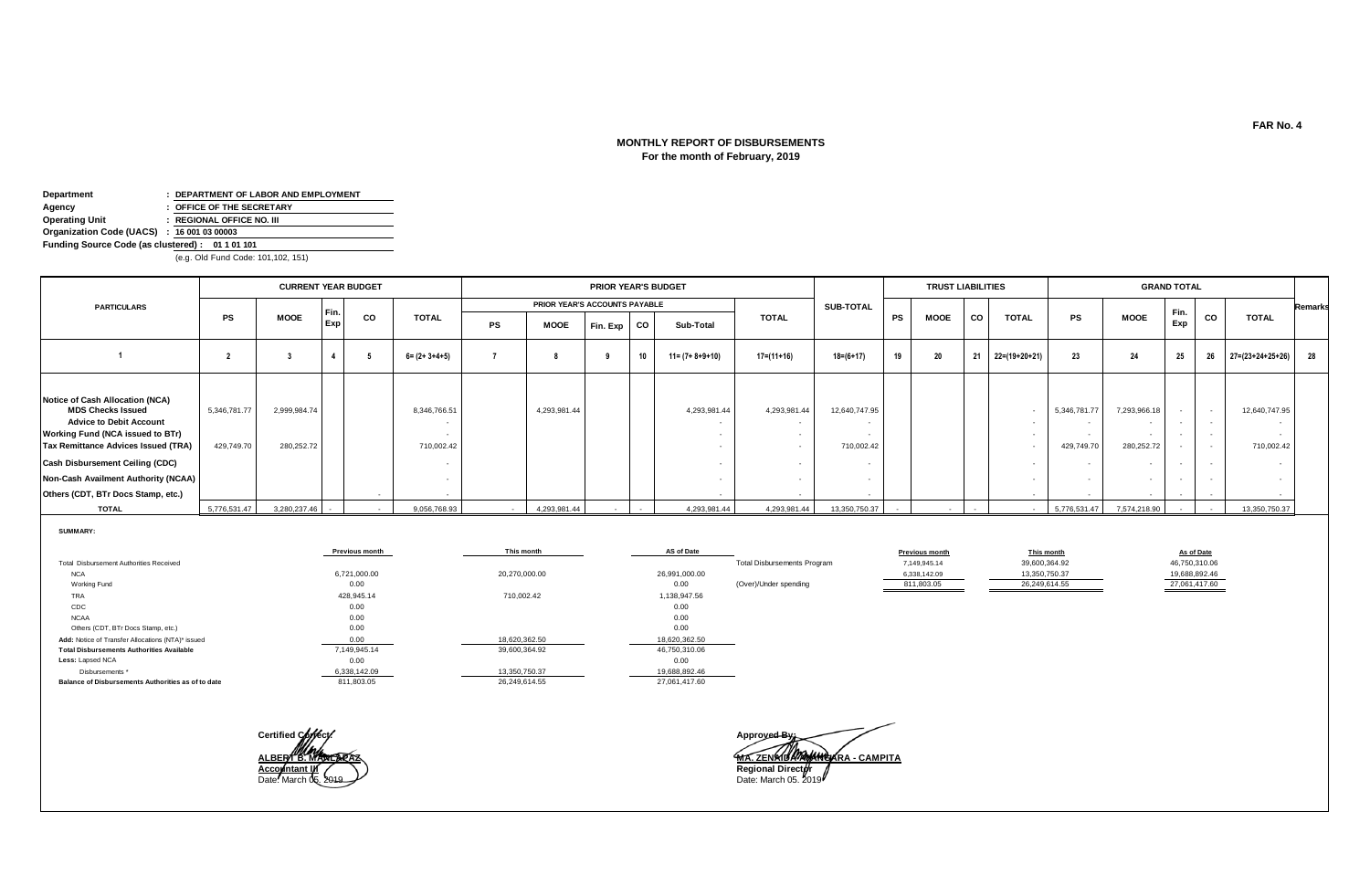FAR No. 4

# MONTHLY REPORT OF DISBURSEMENTS
## For the month of February, 2019

**Department** : DEPARTMENT OF LABOR AND EMPLOYMENT
**Agency** : OFFICE OF THE SECRETARY
**Operating Unit** : REGIONAL OFFICE NO. III
**Organization Code (UACS)** : 16 001 03 00003
**Funding Source Code (as clustered)** : 01 1 01 101
(e.g. Old Fund Code: 101,102, 151)

| PARTICULARS | CURRENT YEAR BUDGET | | | | | PRIOR YEAR'S BUDGET | | | | | | SUB-TOTAL | TRUST LIABILITIES | | | | GRAND TOTAL | | | | | Remarks |
|---|---|---|---|---|---|---|---|---|---|---|---|---|---|---|---|---|---|---|---|---|---|---|
| | | | | | | PRIOR YEAR'S ACCOUNTS PAYABLE | | | | | TOTAL | | | | | | | | | | | |
| | PS | MOOE | Fin. Exp | CO | TOTAL | PS | MOOE | Fin. Exp | CO | Sub-Total | | | PS | MOOE | CO | TOTAL | PS | MOOE | Fin. Exp | CO | TOTAL | |
| 1 | 2 | 3 | 4 | 5 | 6= (2+ 3+4+5) | 7 | 8 | 9 | 10 | 11= (7+ 8+9+10) | 17=(11+16) | 18=(6+17) | 19 | 20 | 21 | 22=(19+20+21) | 23 | 24 | 25 | 26 | 27=(23+24+25+26) | 28 |
| **Notice of Cash Allocation (NCA)** | | | | | | | | | | | | | | | | | | | | | | |
| **MDS Checks Issued** | 5,346,781.77 | 2,999,984.74 | | | 8,346,766.51 | | 4,293,981.44 | | | 4,293,981.44 | 4,293,981.44 | 12,640,747.95 | | | | - | 5,346,781.77 | 7,293,966.18 | - | - | 12,640,747.95 | |
| **Advice to Debit Account** | | | | | - | | | | | - | - | - | | | | - | - | - | - | - | - | |
| **Working Fund (NCA issued to BTr)** | | | | | - | | | | | - | - | - | | | | - | - | - | - | - | - | |
| **Tax Remittance Advices Issued (TRA)** | 429,749.70 | 280,252.72 | | | 710,002.42 | | | | | - | - | 710,002.42 | | | | - | 429,749.70 | 280,252.72 | - | - | 710,002.42 | |
| **Cash Disbursement Ceiling (CDC)** | | | | | - | | | | | - | - | - | | | | - | - | - | - | - | - | |
| **Non-Cash Availment Authority (NCAA)** | | | | | - | | | | | - | - | - | | | | - | - | - | - | - | - | |
| **Others (CDT, BTr Docs Stamp, etc.)** | | | | - | - | | | | | - | - | - | | | | - | - | - | - | - | - | |
| **TOTAL** | 5,776,531.47 | 3,280,237.46 | - | - | 9,056,768.93 | - | 4,293,981.44 | - | - | 4,293,981.44 | 4,293,981.44 | 13,350,750.37 | - | - | - | - | 5,776,531.47 | 7,574,218.90 | - | - | 13,350,750.37 | |

**SUMMARY:**

| | Previous month | This month | AS of Date |
|---|---|---|---|
| Total Disbursement Authorities Received | | | |
| NCA | 6,721,000.00 | 20,270,000.00 | 26,991,000.00 |
| Working Fund | 0.00 | | 0.00 |
| TRA | 428,945.14 | 710,002.42 | 1,138,947.56 |
| CDC | 0.00 | | 0.00 |
| NCAA | 0.00 | | 0.00 |
| Others (CDT, BTr Docs Stamp, etc.) | 0.00 | | 0.00 |
| **Add:** Notice of Transfer Allocations (NTA)* issued | 0.00 | 18,620,362.50 | 18,620,362.50 |
| **Total Disbursements Authorities Available** | 7,149,945.14 | 39,600,364.92 | 46,750,310.06 |
| **Less:** Lapsed NCA | 0.00 | | 0.00 |
| Disbursements * | 6,338,142.09 | 13,350,750.37 | 19,688,892.46 |
| **Balance of Disbursements Authorities as of to date** | 811,803.05 | 26,249,614.55 | 27,061,417.60 |

| | Previous month | This month | As of Date |
|---|---|---|---|
| Total Disbursements Program | 7,149,945.14 | 39,600,364.92 | 46,750,310.06 |
| | 6,338,142.09 | 13,350,750.37 | 19,688,892.46 |
| (Over)/Under spending | 811,803.05 | 26,249,614.55 | 27,061,417.60 |

Certified Correct:

**ALBERT B. MANLAPAZ**
**Accountant III**
Date: March 05, 2019

Approved By:

**MA. ZENAIDA A. ANGARA - CAMPITA**
**Regional Director**
Date: March 05, 2019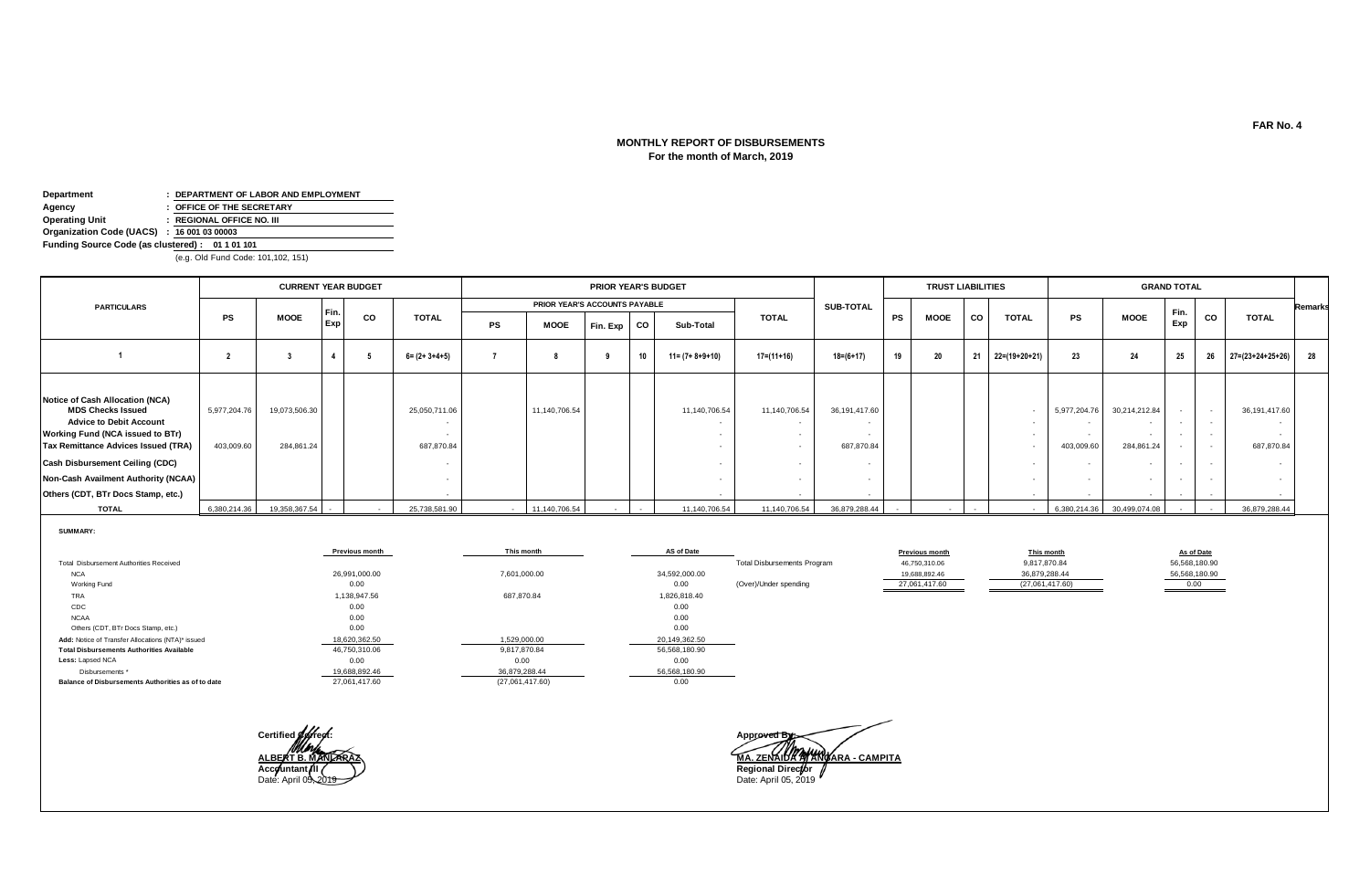FAR No. 4

## MONTHLY REPORT OF DISBURSEMENTS
**For the month of March, 2019**

**Department** : **DEPARTMENT OF LABOR AND EMPLOYMENT**
**Agency** : **OFFICE OF THE SECRETARY**
**Operating Unit** : **REGIONAL OFFICE NO. III**
**Organization Code (UACS)** : **16 001 03 00003**
**Funding Source Code (as clustered)** : **01 1 01 101**
(e.g. Old Fund Code: 101,102, 151)

| PARTICULARS | CURRENT YEAR BUDGET | | | | | PRIOR YEAR'S BUDGET | | | | | | SUB-TOTAL | TRUST LIABILITIES | | | | GRAND TOTAL | | | | | Remarks |
|---|---|---|---|---|---|---|---|---|---|---|---|---|---|---|---|---|---|---|---|---|---|---|
| | | | | | | PRIOR YEAR'S ACCOUNTS PAYABLE | | | | | TOTAL | | | | | | | | | | | |
| | PS | MOOE | Fin. Exp | CO | TOTAL | PS | MOOE | Fin. Exp | CO | Sub-Total | | | PS | MOOE | CO | TOTAL | PS | MOOE | Fin. Exp | CO | TOTAL | |
| 1 | 2 | 3 | 4 | 5 | 6= (2+ 3+4+5) | 7 | 8 | 9 | 10 | 11= (7+ 8+9+10) | 17=(11+16) | 18=(6+17) | 19 | 20 | 21 | 22=(19+20+21) | 23 | 24 | 25 | 26 | 27=(23+24+25+26) | 28 |
| **Notice of Cash Allocation (NCA)** | | | | | | | | | | | | | | | | | | | | | | |
| **MDS Checks Issued** | 5,977,204.76 | 19,073,506.30 | | | 25,050,711.06 | | 11,140,706.54 | | | 11,140,706.54 | 11,140,706.54 | 36,191,417.60 | | | | - | 5,977,204.76 | 30,214,212.84 | - | - | 36,191,417.60 | |
| **Advice to Debit Account** | | | | | - | | | | | - | - | - | | | | - | - | - | - | - | - | |
| **Working Fund (NCA issued to BTr)** | | | | | - | | | | | - | - | - | | | | - | - | - | - | - | - | |
| **Tax Remittance Advices Issued (TRA)** | 403,009.60 | 284,861.24 | | | 687,870.84 | | | | | - | - | 687,870.84 | | | | - | 403,009.60 | 284,861.24 | - | - | 687,870.84 | |
| **Cash Disbursement Ceiling (CDC)** | | | | | - | | | | | - | - | - | | | | - | - | - | - | - | - | |
| **Non-Cash Availment Authority (NCAA)** | | | | | - | | | | | - | - | - | | | | - | - | - | - | - | - | |
| **Others (CDT, BTr Docs Stamp, etc.)** | | | | | - | | | | | - | - | - | | | | - | - | - | - | - | - | |
| **TOTAL** | 6,380,214.36 | 19,358,367.54 | - | - | 25,738,581.90 | - | 11,140,706.54 | - | - | 11,140,706.54 | 11,140,706.54 | 36,879,288.44 | - | - | - | - | 6,380,214.36 | 30,499,074.08 | - | - | 36,879,288.44 | |

**SUMMARY:**

| | Previous month | This month | AS of Date |
|---|---|---|---|
| Total Disbursement Authorities Received | | | |
| NCA | 26,991,000.00 | 7,601,000.00 | 34,592,000.00 |
| Working Fund | 0.00 | | 0.00 |
| TRA | 1,138,947.56 | 687,870.84 | 1,826,818.40 |
| CDC | 0.00 | | 0.00 |
| NCAA | 0.00 | | 0.00 |
| Others (CDT, BTr Docs Stamp, etc.) | 0.00 | | 0.00 |
| **Add:** Notice of Transfer Allocations (NTA)* issued | 18,620,362.50 | 1,529,000.00 | 20,149,362.50 |
| **Total Disbursements Authorities Available** | 46,750,310.06 | 9,817,870.84 | 56,568,180.90 |
| **Less:** Lapsed NCA | 0.00 | 0.00 | 0.00 |
| Disbursements * | 19,688,892.46 | 36,879,288.44 | 56,568,180.90 |
| **Balance of Disbursements Authorities as of to date** | 27,061,417.60 | (27,061,417.60) | 0.00 |

| | Previous month | This month | As of Date |
|---|---|---|---|
| Total Disbursements Program | 46,750,310.06 | 9,817,870.84 | 56,568,180.90 |
| | 19,688,892.46 | 36,879,288.44 | 56,568,180.90 |
| (Over)/Under spending | 27,061,417.60 | (27,061,417.60) | 0.00 |

Certified Correct:

**ALBERT B. MANLAPAZ**
**Accountant III**
Date: April 05, 2019

Approved By:

**MA. ZENAIDA A. ANGARA - CAMPITA**
**Regional Director**
Date: April 05, 2019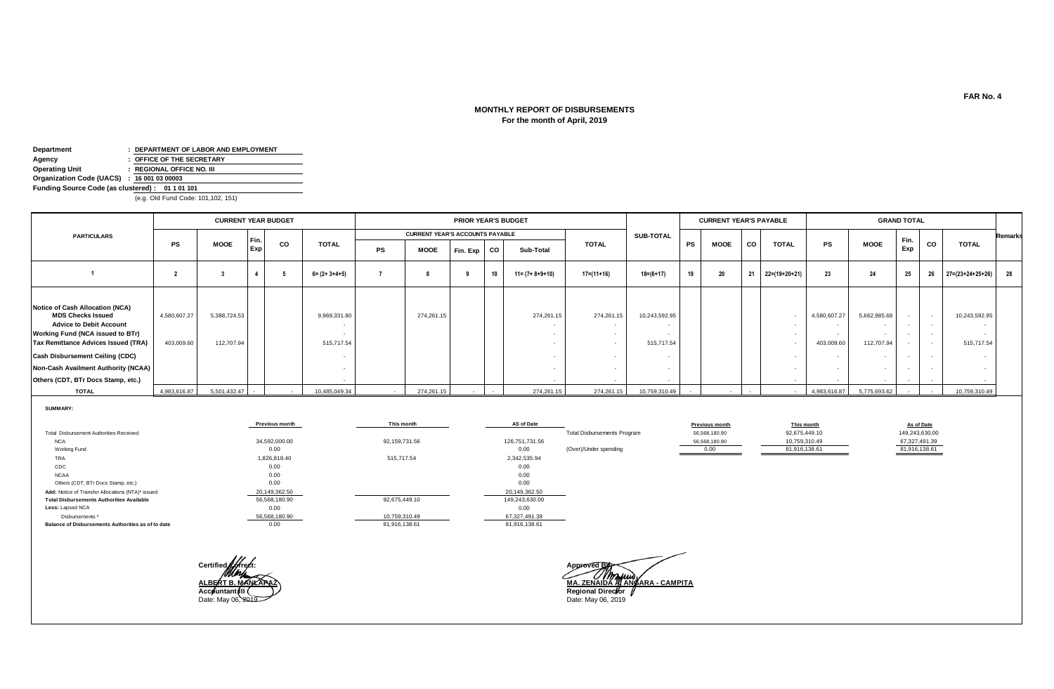FAR No. 4

# MONTHLY REPORT OF DISBURSEMENTS
## For the month of April, 2019

**Department** : DEPARTMENT OF LABOR AND EMPLOYMENT
**Agency** : OFFICE OF THE SECRETARY
**Operating Unit** : REGIONAL OFFICE NO. III
**Organization Code (UACS)** : 16 001 03 00003
**Funding Source Code (as clustered)** : 01 1 01 101
(e.g. Old Fund Code: 101,102, 151)

| PARTICULARS | CURRENT YEAR BUDGET | | | | | PRIOR YEAR'S BUDGET | | | | | | SUB-TOTAL | CURRENT YEAR'S PAYABLE | | | | GRAND TOTAL | | | | | Remarks |
|---|---|---|---|---|---|---|---|---|---|---|---|---|---|---|---|---|---|---|---|---|---|---|
| | | | | | | CURRENT YEAR'S ACCOUNTS PAYABLE | | | | | TOTAL | | | | | | | | | | | |
| | PS | MOOE | Fin. Exp | CO | TOTAL | PS | MOOE | Fin. Exp | CO | Sub-Total | | | PS | MOOE | CO | TOTAL | PS | MOOE | Fin. Exp | CO | TOTAL | |
| 1 | 2 | 3 | 4 | 5 | 6= (2+ 3+4+5) | 7 | 8 | 9 | 10 | 11= (7+ 8+9+10) | 17=(11+16) | 18=(6+17) | 19 | 20 | 21 | 22=(19+20+21) | 23 | 24 | 25 | 26 | 27=(23+24+25+26) | 28 |
| **Notice of Cash Allocation (NCA)** | | | | | | | | | | | | | | | | | | | | | | |
| MDS Checks Issued | 4,580,607.27 | 5,388,724.53 | | | 9,969,331.80 | | 274,261.15 | | | 274,261.15 | 274,261.15 | 10,243,592.95 | | | | - | 4,580,607.27 | 5,662,985.68 | - | - | 10,243,592.95 | |
| Advice to Debit Account | | | | | - | | | | | - | - | - | | | | - | - | - | - | - | - | |
| **Working Fund (NCA issued to BTr)** | | | | | - | | | | | - | - | - | | | | - | - | - | - | - | - | |
| **Tax Remittance Advices Issued (TRA)** | 403,009.60 | 112,707.94 | | | 515,717.54 | | | | | - | - | 515,717.54 | | | | - | 403,009.60 | 112,707.94 | - | - | 515,717.54 | |
| **Cash Disbursement Ceiling (CDC)** | | | | | - | | | | | - | - | - | | | | - | - | - | - | - | - | |
| **Non-Cash Availment Authority (NCAA)** | | | | | - | | | | | - | - | - | | | | - | - | - | - | - | - | |
| **Others (CDT, BTr Docs Stamp, etc.)** | | | | | - | | | | | - | - | - | | | | - | - | - | - | - | - | |
| **TOTAL** | 4,983,616.87 | 5,501,432.47 | - | - | 10,485,049.34 | - | 274,261.15 | - | - | 274,261.15 | 274,261.15 | 10,759,310.49 | - | - | - | - | 4,983,616.87 | 5,775,693.62 | - | - | 10,759,310.49 | |

**SUMMARY:**

| | Previous month | This month | AS of Date |
|---|---|---|---|
| Total Disbursement Authorities Received | | | |
| NCA | 34,592,000.00 | 92,159,731.56 | 126,751,731.56 |
| Working Fund | 0.00 | | 0.00 |
| TRA | 1,826,818.40 | 515,717.54 | 2,342,535.94 |
| CDC | 0.00 | | 0.00 |
| NCAA | 0.00 | | 0.00 |
| Others (CDT, BTr Docs Stamp, etc.) | 0.00 | | 0.00 |
| Add: Notice of Transfer Allocations (NTA)* issued | 20,149,362.50 | | 20,149,362.50 |
| **Total Disbursements Authorities Available** | 56,568,180.90 | 92,675,449.10 | 149,243,630.00 |
| Less: Lapsed NCA | 0.00 | | 0.00 |
| Disbursements * | 56,568,180.90 | 10,759,310.49 | 67,327,491.39 |
| **Balance of Disbursements Authorities as of to date** | 0.00 | 81,916,138.61 | 81,916,138.61 |

| | Previous month | This month | As of Date |
|---|---|---|---|
| Total Disbursements Program | 56,568,180.90 | 92,675,449.10 | 149,243,630.00 |
| | 56,568,180.90 | 10,759,310.49 | 67,327,491.39 |
| (Over)/Under spending | 0.00 | 81,916,138.61 | 81,916,138.61 |

Certified Correct:

**ALBERT B. MANLAPAZ**
**Accountant III**
Date: May 06, 2019

Approved By:

**MA. ZENAIDA A. ANGARA - CAMPITA**
**Regional Director**
Date: May 06, 2019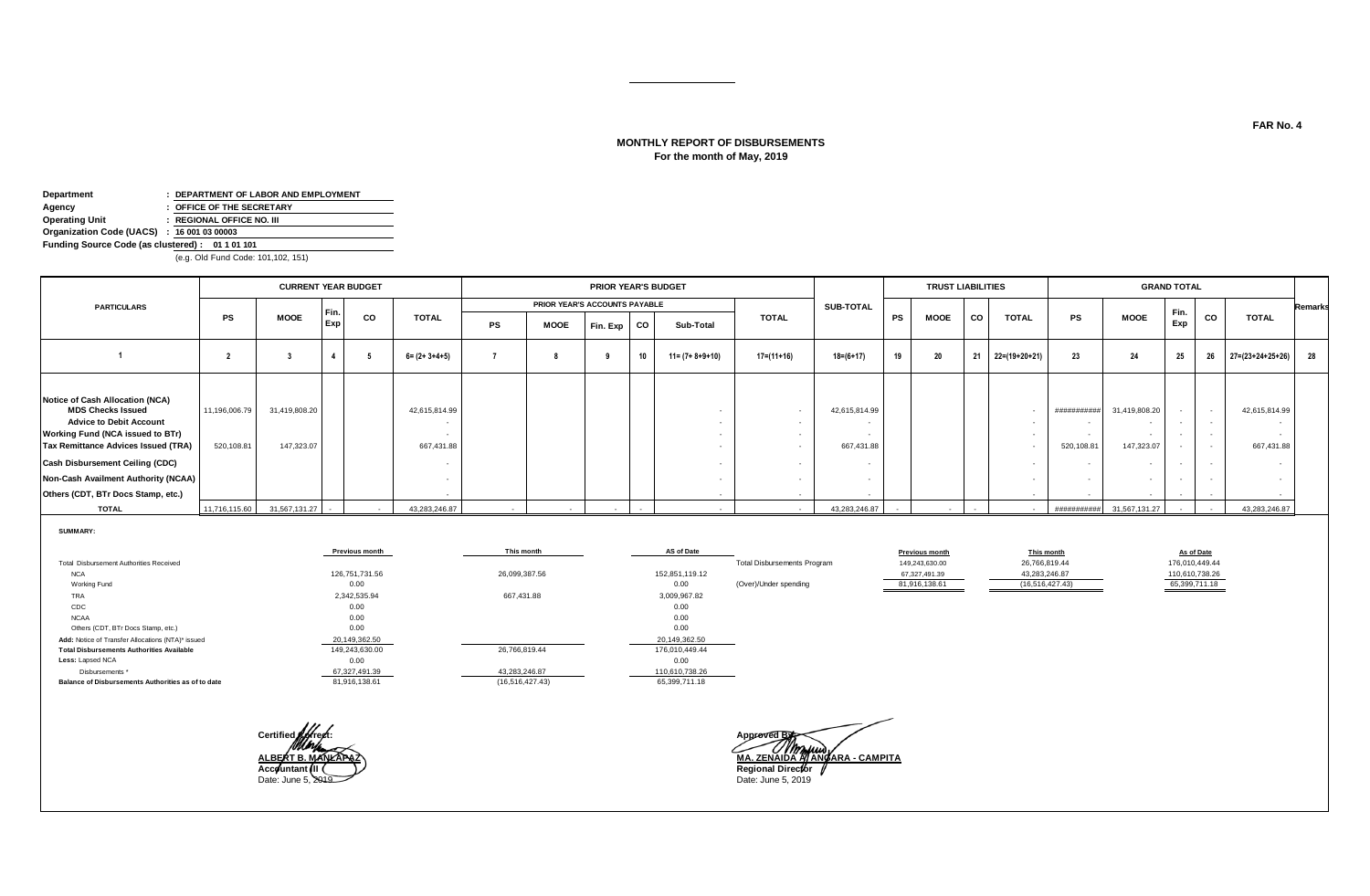FAR No. 4

## MONTHLY REPORT OF DISBURSEMENTS
**For the month of May, 2019**

**Department** : **DEPARTMENT OF LABOR AND EMPLOYMENT**
**Agency** : **OFFICE OF THE SECRETARY**
**Operating Unit** : **REGIONAL OFFICE NO. III**
**Organization Code (UACS)** : **16 001 03 00003**
**Funding Source Code (as clustered) : 01 1 01 101**
(e.g. Old Fund Code: 101,102, 151)

| PARTICULARS | CURRENT YEAR BUDGET | | | | | PRIOR YEAR'S BUDGET | | | | | | SUB-TOTAL | TRUST LIABILITIES | | | | GRAND TOTAL | | | | | Remarks |
|---|---|---|---|---|---|---|---|---|---|---|---|---|---|---|---|---|---|---|---|---|---|---|
| | | | | | | PRIOR YEAR'S ACCOUNTS PAYABLE | | | | | TOTAL | | | | | | | | | | | |
| | PS | MOOE | Fin. Exp | CO | TOTAL | PS | MOOE | Fin. Exp | CO | Sub-Total | | | PS | MOOE | CO | TOTAL | PS | MOOE | Fin. Exp | CO | TOTAL | |
| 1 | 2 | 3 | 4 | 5 | 6= (2+ 3+4+5) | 7 | 8 | 9 | 10 | 11= (7+ 8+9+10) | 17=(11+16) | 18=(6+17) | 19 | 20 | 21 | 22=(19+20+21) | 23 | 24 | 25 | 26 | 27=(23+24+25+26) | 28 |
| **Notice of Cash Allocation (NCA)** | | | | | | | | | | | | | | | | | | | | | | |
| **MDS Checks Issued** | 11,196,006.79 | 31,419,808.20 | | | 42,615,814.99 | | | | | - | - | 42,615,814.99 | | | | - | ########### | 31,419,808.20 | - | - | 42,615,814.99 | |
| **Advice to Debit Account** | | | | | - | | | | | - | - | - | | | | - | - | - | - | - | - | |
| **Working Fund (NCA issued to BTr)** | | | | | - | | | | | - | - | - | | | | - | - | - | - | - | - | |
| **Tax Remittance Advices Issued (TRA)** | 520,108.81 | 147,323.07 | | | 667,431.88 | | | | | - | - | 667,431.88 | | | | - | 520,108.81 | 147,323.07 | - | - | 667,431.88 | |
| **Cash Disbursement Ceiling (CDC)** | | | | | - | | | | | - | - | - | | | | - | - | - | - | - | - | |
| **Non-Cash Availment Authority (NCAA)** | | | | | - | | | | | - | - | - | | | | - | - | - | - | - | - | |
| **Others (CDT, BTr Docs Stamp, etc.)** | | | | | - | | | | | - | - | - | | | | - | - | - | - | - | - | |
| **TOTAL** | 11,716,115.60 | 31,567,131.27 | - | - | 43,283,246.87 | - | - | - | - | - | - | 43,283,246.87 | - | - | - | - | ########### | 31,567,131.27 | - | - | 43,283,246.87 | |

**SUMMARY:**

| | Previous month | This month | AS of Date |
|---|---|---|---|
| Total Disbursement Authorities Received | | | |
| NCA | 126,751,731.56 | 26,099,387.56 | 152,851,119.12 |
| Working Fund | 0.00 | | 0.00 |
| TRA | 2,342,535.94 | 667,431.88 | 3,009,967.82 |
| CDC | 0.00 | | 0.00 |
| NCAA | 0.00 | | 0.00 |
| Others (CDT, BTr Docs Stamp, etc.) | 0.00 | | 0.00 |
| Add: Notice of Transfer Allocations (NTA)* issued | 20,149,362.50 | | 20,149,362.50 |
| Total Disbursements Authorities Available | 149,243,630.00 | 26,766,819.44 | 176,010,449.44 |
| Less: Lapsed NCA | 0.00 | | 0.00 |
| Disbursements * | 67,327,491.39 | 43,283,246.87 | 110,610,738.26 |
| Balance of Disbursements Authorities as of to date | 81,916,138.61 | (16,516,427.43) | 65,399,711.18 |

| | Previous month | This month | As of Date |
|---|---|---|---|
| Total Disbursements Program | 149,243,630.00 | 26,766,819.44 | 176,010,449.44 |
| | 67,327,491.39 | 43,283,246.87 | 110,610,738.26 |
| (Over)/Under spending | 81,916,138.61 | (16,516,427.43) | 65,399,711.18 |

Certified Correct:
**ALBERT B. MANLAPAZ**
**Accountant III**
Date: June 5, 2019

Approved By:
**MA. ZENAIDA A. ANGARA - CAMPITA**
**Regional Director**
Date: June 5, 2019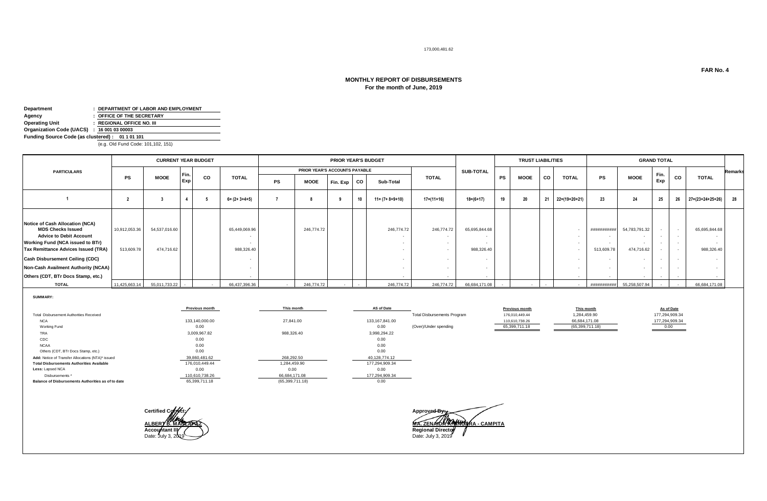173,000,481.62

**FAR No. 4**

## MONTHLY REPORT OF DISBURSEMENTS
### For the month of June, 2019

**Department** : **DEPARTMENT OF LABOR AND EMPLOYMENT**
**Agency** : **OFFICE OF THE SECRETARY**
**Operating Unit** : **REGIONAL OFFICE NO. III**
**Organization Code (UACS)** : **16 001 03 00003**
**Funding Source Code (as clustered)** : **01 1 01 101**
(e.g. Old Fund Code: 101,102, 151)

| PARTICULARS | CURRENT YEAR BUDGET | | | | | PRIOR YEAR'S BUDGET | | | | | | SUB-TOTAL | TRUST LIABILITIES | | | | GRAND TOTAL | | | | | Remarks |
|---|---|---|---|---|---|---|---|---|---|---|---|---|---|---|---|---|---|---|---|---|---|---|
| | | | | | | PRIOR YEAR'S ACCOUNTS PAYABLE | | | | | TOTAL | | | | | | | | | | | |
| | PS | MOOE | Fin. Exp | CO | TOTAL | PS | MOOE | Fin. Exp | CO | Sub-Total | | | PS | MOOE | CO | TOTAL | PS | MOOE | Fin. Exp | CO | TOTAL | |
| 1 | 2 | 3 | 4 | 5 | 6= (2+ 3+4+5) | 7 | 8 | 9 | 10 | 11= (7+ 8+9+10) | 17=(11+16) | 18=(6+17) | 19 | 20 | 21 | 22=(19+20+21) | 23 | 24 | 25 | 26 | 27=(23+24+25+26) | 28 |
| **Notice of Cash Allocation (NCA)** | | | | | | | | | | | | | | | | | | | | | | |
| **MDS Checks Issued** | 10,912,053.36 | 54,537,016.60 | | | 65,449,069.96 | | 246,774.72 | | | 246,774.72 | 246,774.72 | 65,695,844.68 | | | | - | ########### | 54,783,791.32 | - | - | 65,695,844.68 | |
| **Advice to Debit Account** | | | | | - | | | | | - | - | - | | | | - | - | - | - | - | - | |
| **Working Fund (NCA issued to BTr)** | | | | | - | | | | | - | - | - | | | | - | - | - | - | - | - | |
| **Tax Remittance Advices Issued (TRA)** | 513,609.78 | 474,716.62 | | | 988,326.40 | | | | | - | - | 988,326.40 | | | | - | 513,609.78 | 474,716.62 | - | - | 988,326.40 | |
| **Cash Disbursement Ceiling (CDC)** | | | | | - | | | | | - | - | - | | | | - | - | - | - | - | - | |
| **Non-Cash Availment Authority (NCAA)** | | | | | - | | | | | - | - | - | | | | - | - | - | - | - | - | |
| **Others (CDT, BTr Docs Stamp, etc.)** | | | | | - | | | | | - | - | - | | | | - | - | - | - | - | - | |
| **TOTAL** | 11,425,663.14 | 55,011,733.22 | - | - | 66,437,396.36 | - | 246,774.72 | - | - | 246,774.72 | 246,774.72 | 66,684,171.08 | - | - | - | - | ########### | 55,258,507.94 | - | - | 66,684,171.08 | |

**SUMMARY:**

| | Previous month | This month | AS of Date |
|---|---|---|---|
| Total Disbursement Authorities Received | | | |
| NCA | 133,140,000.00 | 27,841.00 | 133,167,841.00 |
| Working Fund | 0.00 | | 0.00 |
| TRA | 3,009,967.82 | 988,326.40 | 3,998,294.22 |
| CDC | 0.00 | | 0.00 |
| NCAA | 0.00 | | 0.00 |
| Others (CDT, BTr Docs Stamp, etc.) | 0.00 | | 0.00 |
| Add: Notice of Transfer Allocations (NTA)* issued | 39,860,481.62 | 268,292.50 | 40,128,774.12 |
| Total Disbursements Authorities Available | 176,010,449.44 | 1,284,459.90 | 177,294,909.34 |
| Less: Lapsed NCA | 0.00 | 0.00 | 0.00 |
| Disbursements * | 110,610,738.26 | 66,684,171.08 | 177,294,909.34 |
| Balance of Disbursements Authorities as of to date | 65,399,711.18 | (65,399,711.18) | 0.00 |

| | Previous month | This month | As of Date |
|---|---|---|---|
| Total Disbursements Program | 176,010,449.44 | 1,284,459.90 | 177,294,909.34 |
| | 110,610,738.26 | 66,684,171.08 | 177,294,909.34 |
| (Over)/Under spending | 65,399,711.18 | (65,399,711.18) | 0.00 |

Certified Correct:

**ALBERT B. MANLAPAZ**
**Accountant III**
Date: July 3, 2019

Approved By:

**MA. ZENAIDA A. ANGARA - CAMPITA**
**Regional Director**
Date: July 3, 2019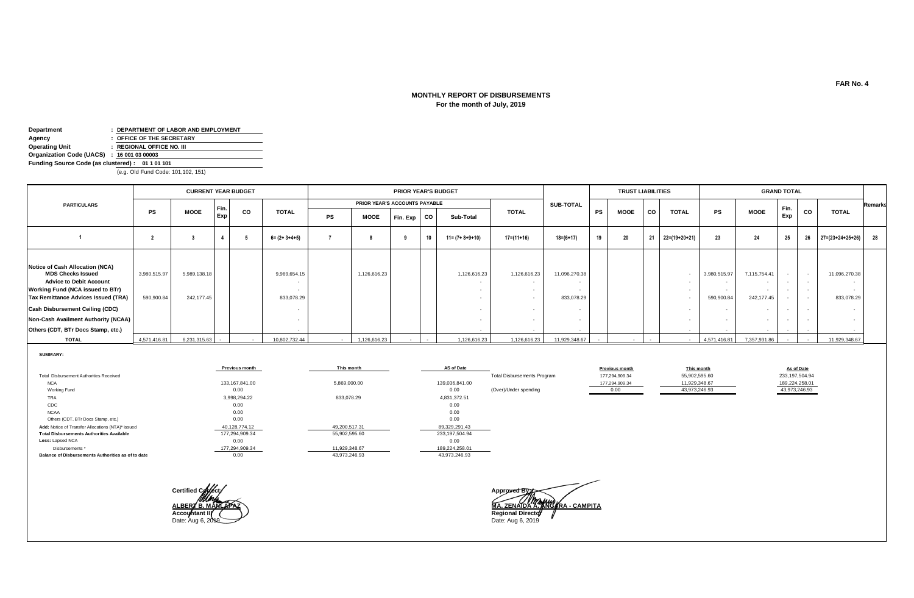FAR No. 4

## MONTHLY REPORT OF DISBURSEMENTS
**For the month of July, 2019**

**Department** : DEPARTMENT OF LABOR AND EMPLOYMENT
**Agency** : OFFICE OF THE SECRETARY
**Operating Unit** : REGIONAL OFFICE NO. III
**Organization Code (UACS)** : 16 001 03 00003
**Funding Source Code (as clustered)** : 01 1 01 101
(e.g. Old Fund Code: 101,102, 151)

| PARTICULARS | CURRENT YEAR BUDGET | | | | | PRIOR YEAR'S BUDGET | | | | | | SUB-TOTAL | TRUST LIABILITIES | | | | GRAND TOTAL | | | | | Remarks |
|---|---|---|---|---|---|---|---|---|---|---|---|---|---|---|---|---|---|---|---|---|---|---|
| | | | | | | PRIOR YEAR'S ACCOUNTS PAYABLE | | | | | TOTAL | | | | | | | | | | | |
| | PS | MOOE | Fin. Exp | CO | TOTAL | PS | MOOE | Fin. Exp | CO | Sub-Total | | | PS | MOOE | CO | TOTAL | PS | MOOE | Fin. Exp | CO | TOTAL | |
| 1 | 2 | 3 | 4 | 5 | 6= (2+ 3+4+5) | 7 | 8 | 9 | 10 | 11= (7+ 8+9+10) | 17=(11+16) | 18=(6+17) | 19 | 20 | 21 | 22=(19+20+21) | 23 | 24 | 25 | 26 | 27=(23+24+25+26) | 28 |
| **Notice of Cash Allocation (NCA)** | | | | | | | | | | | | | | | | | | | | | | |
| **MDS Checks Issued** | 3,980,515.97 | 5,989,138.18 | | | 9,969,654.15 | | 1,126,616.23 | | | 1,126,616.23 | 1,126,616.23 | 11,096,270.38 | | | | - | 3,980,515.97 | 7,115,754.41 | - | - | 11,096,270.38 | |
| **Advice to Debit Account** | | | | | - | | | | | - | - | - | | | | - | - | - | - | - | - | |
| **Working Fund (NCA issued to BTr)** | | | | | - | | | | | - | - | - | | | | - | - | - | - | - | - | |
| **Tax Remittance Advices Issued (TRA)** | 590,900.84 | 242,177.45 | | | 833,078.29 | | | | | - | - | 833,078.29 | | | | - | 590,900.84 | 242,177.45 | - | - | 833,078.29 | |
| **Cash Disbursement Ceiling (CDC)** | | | | | - | | | | | - | - | - | | | | - | - | - | - | - | - | |
| **Non-Cash Availment Authority (NCAA)** | | | | | - | | | | | - | - | - | | | | - | - | - | - | - | - | |
| **Others (CDT, BTr Docs Stamp, etc.)** | | | | | - | | | | | - | - | - | | | | - | - | - | - | - | - | |
| **TOTAL** | 4,571,416.81 | 6,231,315.63 | - | - | 10,802,732.44 | - | 1,126,616.23 | - | - | 1,126,616.23 | 1,126,616.23 | 11,929,348.67 | - | - | - | - | 4,571,416.81 | 7,357,931.86 | - | - | 11,929,348.67 | |

**SUMMARY:**

| | Previous month | This month | AS of Date |
|---|---|---|---|
| Total Disbursement Authorities Received | | | |
| NCA | 133,167,841.00 | 5,869,000.00 | 139,036,841.00 |
| Working Fund | 0.00 | | 0.00 |
| TRA | 3,998,294.22 | 833,078.29 | 4,831,372.51 |
| CDC | 0.00 | | 0.00 |
| NCAA | 0.00 | | 0.00 |
| Others (CDT, BTr Docs Stamp, etc.) | 0.00 | | 0.00 |
| **Add:** Notice of Transfer Allocations (NTA)* issued | 40,128,774.12 | 49,200,517.31 | 89,329,291.43 |
| **Total Disbursements Authorities Available** | 177,294,909.34 | 55,902,595.60 | 233,197,504.94 |
| **Less:** Lapsed NCA | 0.00 | | 0.00 |
| Disbursements * | 177,294,909.34 | 11,929,348.67 | 189,224,258.01 |
| **Balance of Disbursements Authorities as of to date** | 0.00 | 43,973,246.93 | 43,973,246.93 |

| | Previous month | This month | As of Date |
|---|---|---|---|
| Total Disbursements Program | 177,294,909.34 | 55,902,595.60 | 233,197,504.94 |
| | 177,294,909.34 | 11,929,348.67 | 189,224,258.01 |
| (Over)/Under spending | 0.00 | 43,973,246.93 | 43,973,246.93 |

Certified Correct:

**ALBERT B. MANLAPAZ**
**Accountant II**
Date: Aug 6, 2019

Approved By:

**MA. ZENAIDA A. ANGARA - CAMPITA**
**Regional Director**
Date: Aug 6, 2019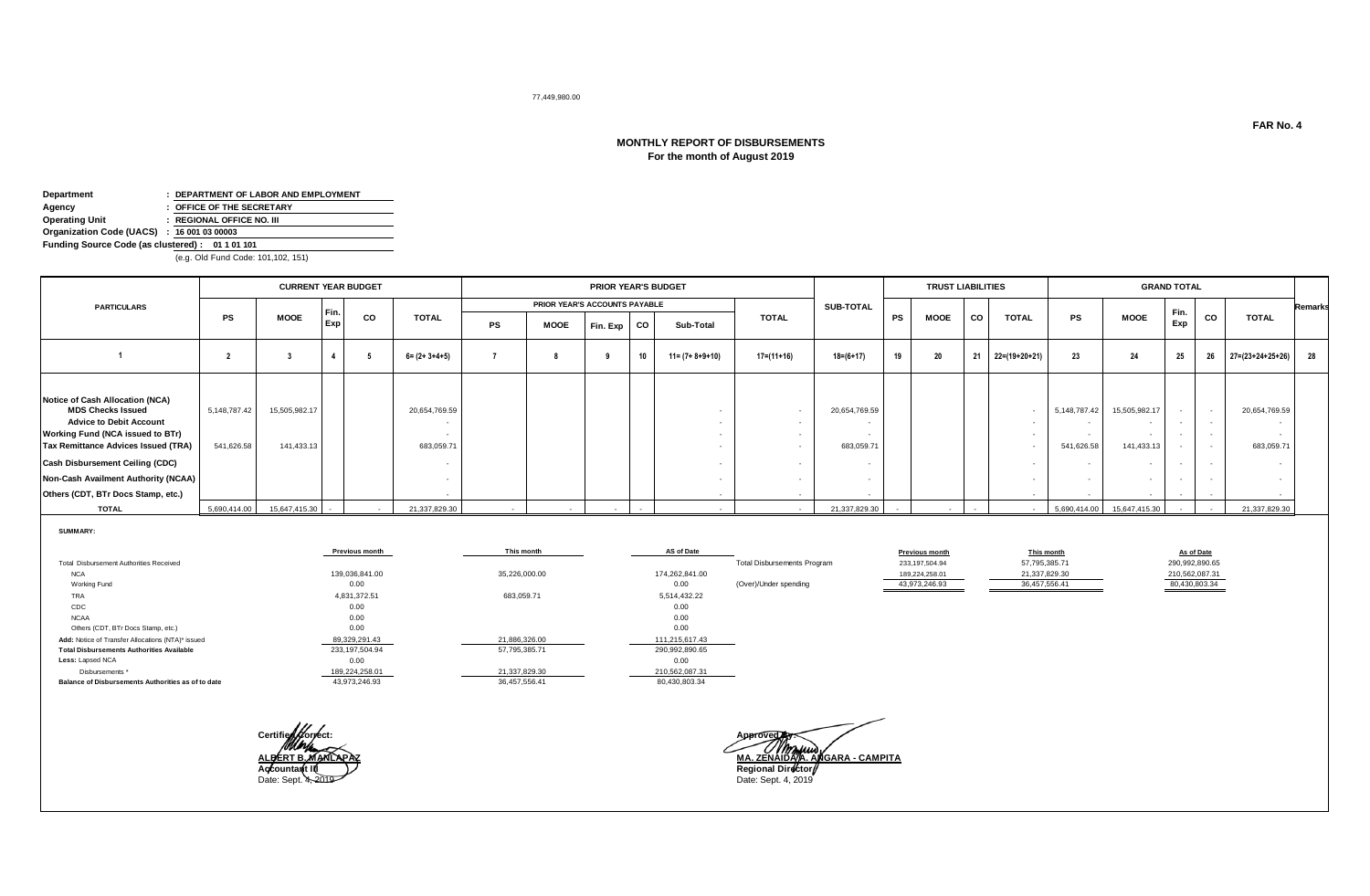77,449,980.00

FAR No. 4

## MONTHLY REPORT OF DISBURSEMENTS
### For the month of August 2019

**Department** : DEPARTMENT OF LABOR AND EMPLOYMENT
**Agency** : OFFICE OF THE SECRETARY
**Operating Unit** : REGIONAL OFFICE NO. III
**Organization Code (UACS)** : 16 001 03 00003
**Funding Source Code (as clustered)** : 01 1 01 101
(e.g. Old Fund Code: 101,102, 151)

| PARTICULARS | CURRENT YEAR BUDGET | | | | | PRIOR YEAR'S BUDGET | | | | | | SUB-TOTAL | TRUST LIABILITIES | | | | GRAND TOTAL | | | | | Remarks |
|---|---|---|---|---|---|---|---|---|---|---|---|---|---|---|---|---|---|---|---|---|---|---|
| | | | | | | PRIOR YEAR'S ACCOUNTS PAYABLE | | | | | | | | | | | | | | | | |
| | PS | MOOE | Fin. Exp | CO | TOTAL | PS | MOOE | Fin. Exp | CO | Sub-Total | TOTAL | | PS | MOOE | CO | TOTAL | PS | MOOE | Fin. Exp | CO | TOTAL | |
| 1 | 2 | 3 | 4 | 5 | 6= (2+ 3+4+5) | 7 | 8 | 9 | 10 | 11= (7+ 8+9+10) | 17=(11+16) | 18=(6+17) | 19 | 20 | 21 | 22=(19+20+21) | 23 | 24 | 25 | 26 | 27=(23+24+25+26) | 28 |
| Notice of Cash Allocation (NCA) | | | | | | | | | | | | | | | | | | | | | | |
| MDS Checks Issued | 5,148,787.42 | 15,505,982.17 | | | 20,654,769.59 | | | | | - | - | 20,654,769.59 | | | | - | 5,148,787.42 | 15,505,982.17 | - | - | 20,654,769.59 | |
| Advice to Debit Account | | | | | - | | | | | - | - | - | | | | - | - | - | - | - | - | |
| Working Fund (NCA issued to BTr) | | | | | - | | | | | - | - | - | | | | - | - | - | - | - | - | |
| Tax Remittance Advices Issued (TRA) | 541,626.58 | 141,433.13 | | | 683,059.71 | | | | | - | - | 683,059.71 | | | | - | 541,626.58 | 141,433.13 | - | - | 683,059.71 | |
| Cash Disbursement Ceiling (CDC) | | | | | - | | | | | - | - | - | | | | - | - | - | - | - | - | |
| Non-Cash Availment Authority (NCAA) | | | | | - | | | | | - | - | - | | | | - | - | - | - | - | - | |
| Others (CDT, BTr Docs Stamp, etc.) | | | | | - | | | | | - | - | - | | | | - | - | - | - | - | - | |
| TOTAL | 5,690,414.00 | 15,647,415.30 | - | - | 21,337,829.30 | - | - | - | - | - | - | 21,337,829.30 | - | - | - | - | 5,690,414.00 | 15,647,415.30 | - | - | 21,337,829.30 | |

**SUMMARY:**

| | Previous month | This month | AS of Date |
|---|---|---|---|
| Total Disbursement Authorities Received | | | |
| NCA | 139,036,841.00 | 35,226,000.00 | 174,262,841.00 |
| Working Fund | 0.00 | | 0.00 |
| TRA | 4,831,372.51 | 683,059.71 | 5,514,432.22 |
| CDC | 0.00 | | 0.00 |
| NCAA | 0.00 | | 0.00 |
| Others (CDT, BTr Docs Stamp, etc.) | 0.00 | | 0.00 |
| **Add:** Notice of Transfer Allocations (NTA)* issued | 89,329,291.43 | 21,886,326.00 | 111,215,617.43 |
| **Total Disbursements Authorities Available** | 233,197,504.94 | 57,795,385.71 | 290,992,890.65 |
| **Less:** Lapsed NCA | 0.00 | | 0.00 |
| Disbursements * | 189,224,258.01 | 21,337,829.30 | 210,562,087.31 |
| **Balance of Disbursements Authorities as of to date** | 43,973,246.93 | 36,457,556.41 | 80,430,803.34 |

| | Previous month | This month | As of Date |
|---|---|---|---|
| Total Disbursements Program | 233,197,504.94 | 57,795,385.71 | 290,992,890.65 |
| | 189,224,258.01 | 21,337,829.30 | 210,562,087.31 |
| (Over)/Under spending | 43,973,246.93 | 36,457,556.41 | 80,430,803.34 |

Certified Correct:

**ALBERT B. MANLAPAZ**
**Accountant III**
Date: Sept. 4, 2019

Approved By:

**MA. ZENAIDA A. ANGARA - CAMPITA**
**Regional Director**
Date: Sept. 4, 2019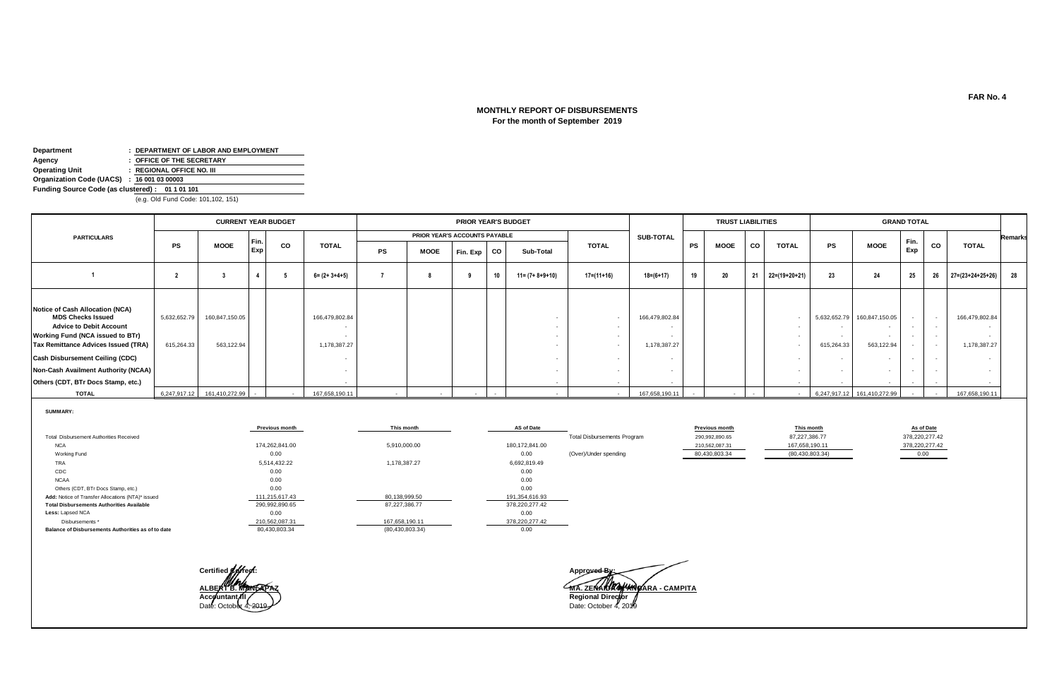FAR No. 4

## MONTHLY REPORT OF DISBURSEMENTS
**For the month of September 2019**

**Department** : DEPARTMENT OF LABOR AND EMPLOYMENT
**Agency** : OFFICE OF THE SECRETARY
**Operating Unit** : REGIONAL OFFICE NO. III
**Organization Code (UACS)** : 16 001 03 00003
**Funding Source Code (as clustered)** : 01 1 01 101
(e.g. Old Fund Code: 101,102, 151)

| PARTICULARS | CURRENT YEAR BUDGET | | | | | PRIOR YEAR'S BUDGET | | | | | | SUB-TOTAL | TRUST LIABILITIES | | | | GRAND TOTAL | | | | | Remarks |
|---|---|---|---|---|---|---|---|---|---|---|---|---|---|---|---|---|---|---|---|---|---|---|
| | | | | | | PRIOR YEAR'S ACCOUNTS PAYABLE | | | | | TOTAL | | | | | | | | | | | |
| | PS | MOOE | Fin. Exp | CO | TOTAL | PS | MOOE | Fin. Exp | CO | Sub-Total | | | PS | MOOE | CO | TOTAL | PS | MOOE | Fin. Exp | CO | TOTAL | |
| 1 | 2 | 3 | 4 | 5 | 6= (2+ 3+4+5) | 7 | 8 | 9 | 10 | 11= (7+ 8+9+10) | 17=(11+16) | 18=(6+17) | 19 | 20 | 21 | 22=(19+20+21) | 23 | 24 | 25 | 26 | 27=(23+24+25+26) | 28 |
| Notice of Cash Allocation (NCA) | | | | | | | | | | | | | | | | | | | | | | |
| MDS Checks Issued | 5,632,652.79 | 160,847,150.05 | | | 166,479,802.84 | | | | | - | - | 166,479,802.84 | | | | - | 5,632,652.79 | 160,847,150.05 | - | - | 166,479,802.84 | |
| Advice to Debit Account | | | | | - | | | | | - | - | - | | | | - | - | - | - | - | - | |
| Working Fund (NCA issued to BTr) | | | | | - | | | | | - | - | - | | | | - | - | - | - | - | - | |
| Tax Remittance Advices Issued (TRA) | 615,264.33 | 563,122.94 | | | 1,178,387.27 | | | | | - | - | 1,178,387.27 | | | | - | 615,264.33 | 563,122.94 | - | - | 1,178,387.27 | |
| Cash Disbursement Ceiling (CDC) | | | | | - | | | | | - | - | - | | | | - | - | - | - | - | - | |
| Non-Cash Availment Authority (NCAA) | | | | | - | | | | | - | - | - | | | | - | - | - | - | - | - | |
| Others (CDT, BTr Docs Stamp, etc.) | | | | | - | | | | | - | - | - | | | | - | - | - | - | - | - | |
| TOTAL | 6,247,917.12 | 161,410,272.99 | - | - | 167,658,190.11 | - | - | - | - | - | - | 167,658,190.11 | - | - | - | - | 6,247,917.12 | 161,410,272.99 | - | - | 167,658,190.11 | |

**SUMMARY:**

| | Previous month | This month | AS of Date |
|---|---|---|---|
| Total Disbursement Authorities Received | | | |
| NCA | 174,262,841.00 | 5,910,000.00 | 180,172,841.00 |
| Working Fund | 0.00 | | 0.00 |
| TRA | 5,514,432.22 | 1,178,387.27 | 6,692,819.49 |
| CDC | 0.00 | | 0.00 |
| NCAA | 0.00 | | 0.00 |
| Others (CDT, BTr Docs Stamp, etc.) | 0.00 | | 0.00 |
| Add: Notice of Transfer Allocations (NTA)* issued | 111,215,617.43 | 80,138,999.50 | 191,354,616.93 |
| Total Disbursements Authorities Available | 290,992,890.65 | 87,227,386.77 | 378,220,277.42 |
| Less: Lapsed NCA | 0.00 | | 0.00 |
| Disbursements * | 210,562,087.31 | 167,658,190.11 | 378,220,277.42 |
| Balance of Disbursements Authorities as of to date | 80,430,803.34 | (80,430,803.34) | 0.00 |

| | Previous month | This month | As of Date |
|---|---|---|---|
| Total Disbursements Program | 290,992,890.65 | 87,227,386.77 | 378,220,277.42 |
| | 210,562,087.31 | 167,658,190.11 | 378,220,277.42 |
| (Over)/Under spending | 80,430,803.34 | (80,430,803.34) | 0.00 |

Certified Correct:

**ALBERT B. MANCAPAZ**
**Accountant III**
Date: October 4, 2019

Approved By:

**MA. ZENAIDA A. ANGARA - CAMPITA**
**Regional Director**
Date: October 4, 2019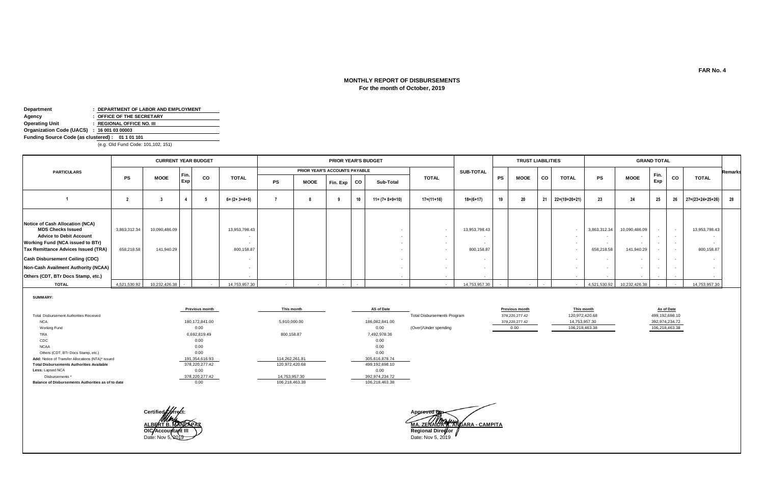FAR No. 4

## MONTHLY REPORT OF DISBURSEMENTS
**For the month of October, 2019**

**Department** : DEPARTMENT OF LABOR AND EMPLOYMENT
**Agency** : OFFICE OF THE SECRETARY
**Operating Unit** : REGIONAL OFFICE NO. III
**Organization Code (UACS)** : 16 001 03 00003
**Funding Source Code (as clustered)** : 01 1 01 101
(e.g. Old Fund Code: 101,102, 151)

| PARTICULARS | CURRENT YEAR BUDGET | | | | | PRIOR YEAR'S BUDGET | | | | | | SUB-TOTAL | TRUST LIABILITIES | | | | GRAND TOTAL | | | | | Remarks |
|---|---|---|---|---|---|---|---|---|---|---|---|---|---|---|---|---|---|---|---|---|---|---|
| | | | | | | PRIOR YEAR'S ACCOUNTS PAYABLE | | | | | TOTAL | | | | | | | | | | | |
| | PS | MOOE | Fin. Exp | CO | TOTAL | PS | MOOE | Fin. Exp | CO | Sub-Total | | | PS | MOOE | CO | TOTAL | PS | MOOE | Fin. Exp | CO | TOTAL | |
| 1 | 2 | 3 | 4 | 5 | 6= (2+ 3+4+5) | 7 | 8 | 9 | 10 | 11= (7+ 8+9+10) | 17=(11+16) | 18=(6+17) | 19 | 20 | 21 | 22=(19+20+21) | 23 | 24 | 25 | 26 | 27=(23+24+25+26) | 28 |
| **Notice of Cash Allocation (NCA)** | | | | | | | | | | | | | | | | | | | | | | |
| MDS Checks Issued | 3,863,312.34 | 10,090,486.09 | | | 13,953,798.43 | | | | | - | - | 13,953,798.43 | | | | - | 3,863,312.34 | 10,090,486.09 | - | - | 13,953,798.43 | |
| Advice to Debit Account | | | | | - | | | | | - | - | - | | | | - | - | - | - | - | - | |
| **Working Fund (NCA issued to BTr)** | | | | | - | | | | | - | - | - | | | | - | - | - | - | - | - | |
| **Tax Remittance Advices Issued (TRA)** | 658,218.58 | 141,940.29 | | | 800,158.87 | | | | | - | - | 800,158.87 | | | | - | 658,218.58 | 141,940.29 | - | - | 800,158.87 | |
| **Cash Disbursement Ceiling (CDC)** | | | | | - | | | | | - | - | - | | | | - | - | - | - | - | - | |
| **Non-Cash Availment Authority (NCAA)** | | | | | - | | | | | - | - | - | | | | - | - | - | - | - | - | |
| **Others (CDT, BTr Docs Stamp, etc.)** | | | | | - | | | | | - | - | - | | | | - | - | - | - | - | - | |
| **TOTAL** | 4,521,530.92 | 10,232,426.38 | - | - | 14,753,957.30 | - | - | - | - | - | - | 14,753,957.30 | - | - | - | - | 4,521,530.92 | 10,232,426.38 | - | - | 14,753,957.30 | |

**SUMMARY:**

| | Previous month | This month | AS of Date |
|---|---|---|---|
| Total Disbursement Authorities Received | | | |
| NCA | 180,172,841.00 | 5,910,000.00 | 186,082,841.00 |
| Working Fund | 0.00 | | 0.00 |
| TRA | 6,692,819.49 | 800,158.87 | 7,492,978.36 |
| CDC | 0.00 | | 0.00 |
| NCAA | 0.00 | | 0.00 |
| Others (CDT, BTr Docs Stamp, etc.) | 0.00 | | 0.00 |
| **Add:** Notice of Transfer Allocations (NTA)* issued | 191,354,616.93 | 114,262,261.81 | 305,616,878.74 |
| **Total Disbursements Authorities Available** | 378,220,277.42 | 120,972,420.68 | 499,192,698.10 |
| **Less:** Lapsed NCA | 0.00 | | 0.00 |
| Disbursements * | 378,220,277.42 | 14,753,957.30 | 392,974,234.72 |
| **Balance of Disbursements Authorities as of to date** | 0.00 | 106,218,463.38 | 106,218,463.38 |

| | Previous month | This month | As of Date |
|---|---|---|---|
| Total Disbursements Program | 378,220,277.42 | 120,972,420.68 | 499,192,698.10 |
| | 378,220,277.42 | 14,753,957.30 | 392,974,234.72 |
| (Over)/Under spending | 0.00 | 106,218,463.38 | 106,218,463.38 |

Certified Correct:

**ALBERT B. MANZAPAZ**
**OIC-Accountant III**
Date: Nov 5, 2019

Approved By:

**MA. ZENAIDA A. ANGARA - CAMPITA**
**Regional Director**
Date: Nov 5, 2019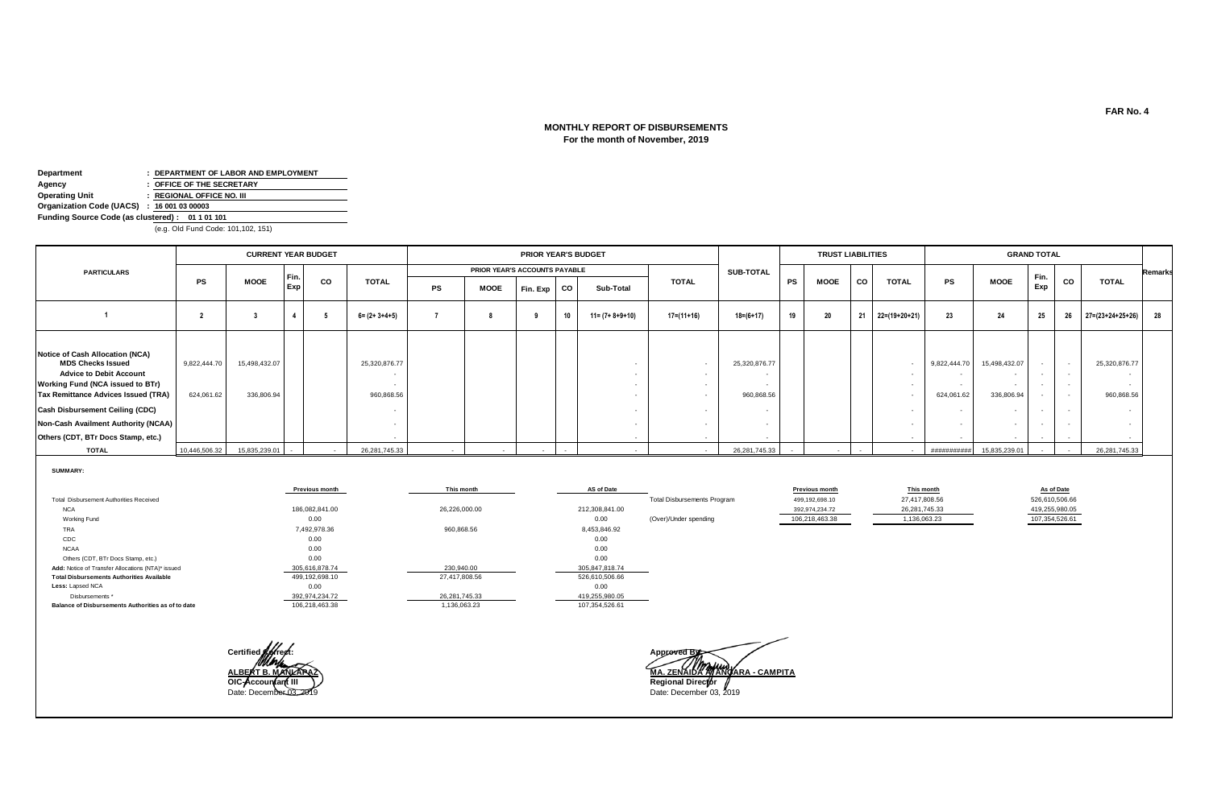**FAR No. 4**

## MONTHLY REPORT OF DISBURSEMENTS
**For the month of November, 2019**

**Department** : **DEPARTMENT OF LABOR AND EMPLOYMENT**
**Agency** : **OFFICE OF THE SECRETARY**
**Operating Unit** : **REGIONAL OFFICE NO. III**
**Organization Code (UACS)** : **16 001 03 00003**
**Funding Source Code (as clustered)** : **01 1 01 101**
(e.g. Old Fund Code: 101,102, 151)

| PARTICULARS | CURRENT YEAR BUDGET | | | | | PRIOR YEAR'S BUDGET | | | | | | SUB-TOTAL | TRUST LIABILITIES | | | | GRAND TOTAL | | | | | Remarks |
|---|---|---|---|---|---|---|---|---|---|---|---|---|---|---|---|---|---|---|---|---|---|---|
| | | | | | | PRIOR YEAR'S ACCOUNTS PAYABLE | | | | | | | | | | | | | | | | |
| | PS | MOOE | Fin. Exp | CO | TOTAL | PS | MOOE | Fin. Exp | CO | Sub-Total | TOTAL | | PS | MOOE | CO | TOTAL | PS | MOOE | Fin. Exp | CO | TOTAL | |
| 1 | 2 | 3 | 4 | 5 | 6= (2+ 3+4+5) | 7 | 8 | 9 | 10 | 11= (7+ 8+9+10) | 17=(11+16) | 18=(6+17) | 19 | 20 | 21 | 22=(19+20+21) | 23 | 24 | 25 | 26 | 27=(23+24+25+26) | 28 |
| **Notice of Cash Allocation (NCA)** | | | | | | | | | | | | | | | | | | | | | | |
| **MDS Checks Issued** | 9,822,444.70 | 15,498,432.07 | | | 25,320,876.77 | | | | | - | - | 25,320,876.77 | | | | - | 9,822,444.70 | 15,498,432.07 | - | - | 25,320,876.77 | |
| **Advice to Debit Account** | | | | | - | | | | | - | - | - | | | | - | - | - | - | - | - | |
| **Working Fund (NCA issued to BTr)** | | | | | - | | | | | - | - | - | | | | - | - | - | - | - | - | |
| **Tax Remittance Advices Issued (TRA)** | 624,061.62 | 336,806.94 | | | 960,868.56 | | | | | - | - | 960,868.56 | | | | - | 624,061.62 | 336,806.94 | - | - | 960,868.56 | |
| **Cash Disbursement Ceiling (CDC)** | | | | | - | | | | | - | - | - | | | | - | - | - | - | - | - | |
| **Non-Cash Availment Authority (NCAA)** | | | | | - | | | | | - | - | - | | | | - | - | - | - | - | - | |
| **Others (CDT, BTr Docs Stamp, etc.)** | | | | | - | | | | | - | - | - | | | | - | - | - | - | - | - | |
| **TOTAL** | 10,446,506.32 | 15,835,239.01 | - | - | 26,281,745.33 | - | - | - | - | - | - | 26,281,745.33 | - | - | - | - | ########### | 15,835,239.01 | - | - | 26,281,745.33 | |

**SUMMARY:**

| | Previous month | This month | AS of Date |
|---|---|---|---|
| Total Disbursement Authorities Received | | | |
| NCA | 186,082,841.00 | 26,226,000.00 | 212,308,841.00 |
| Working Fund | 0.00 | | 0.00 |
| TRA | 7,492,978.36 | 960,868.56 | 8,453,846.92 |
| CDC | 0.00 | | 0.00 |
| NCAA | 0.00 | | 0.00 |
| Others (CDT, BTr Docs Stamp, etc.) | 0.00 | | 0.00 |
| **Add:** Notice of Transfer Allocations (NTA)* issued | 305,616,878.74 | 230,940.00 | 305,847,818.74 |
| **Total Disbursements Authorities Available** | 499,192,698.10 | 27,417,808.56 | 526,610,506.66 |
| **Less:** Lapsed NCA | 0.00 | | 0.00 |
| Disbursements * | 392,974,234.72 | 26,281,745.33 | 419,255,980.05 |
| **Balance of Disbursements Authorities as of to date** | 106,218,463.38 | 1,136,063.23 | 107,354,526.61 |

| | Previous month | This month | As of Date |
|---|---|---|---|
| Total Disbursements Program | 499,192,698.10 | 27,417,808.56 | 526,610,506.66 |
| | 392,974,234.72 | 26,281,745.33 | 419,255,980.05 |
| (Over)/Under spending | 106,218,463.38 | 1,136,063.23 | 107,354,526.61 |

Certified Correct:

**ALBERT B. MANLAPAZ**
**OIC-Accountant III**
Date: December 03, 2019

Approved By:

**MA. ZENAIDA A. ANGARA - CAMPITA**
**Regional Director**
Date: December 03, 2019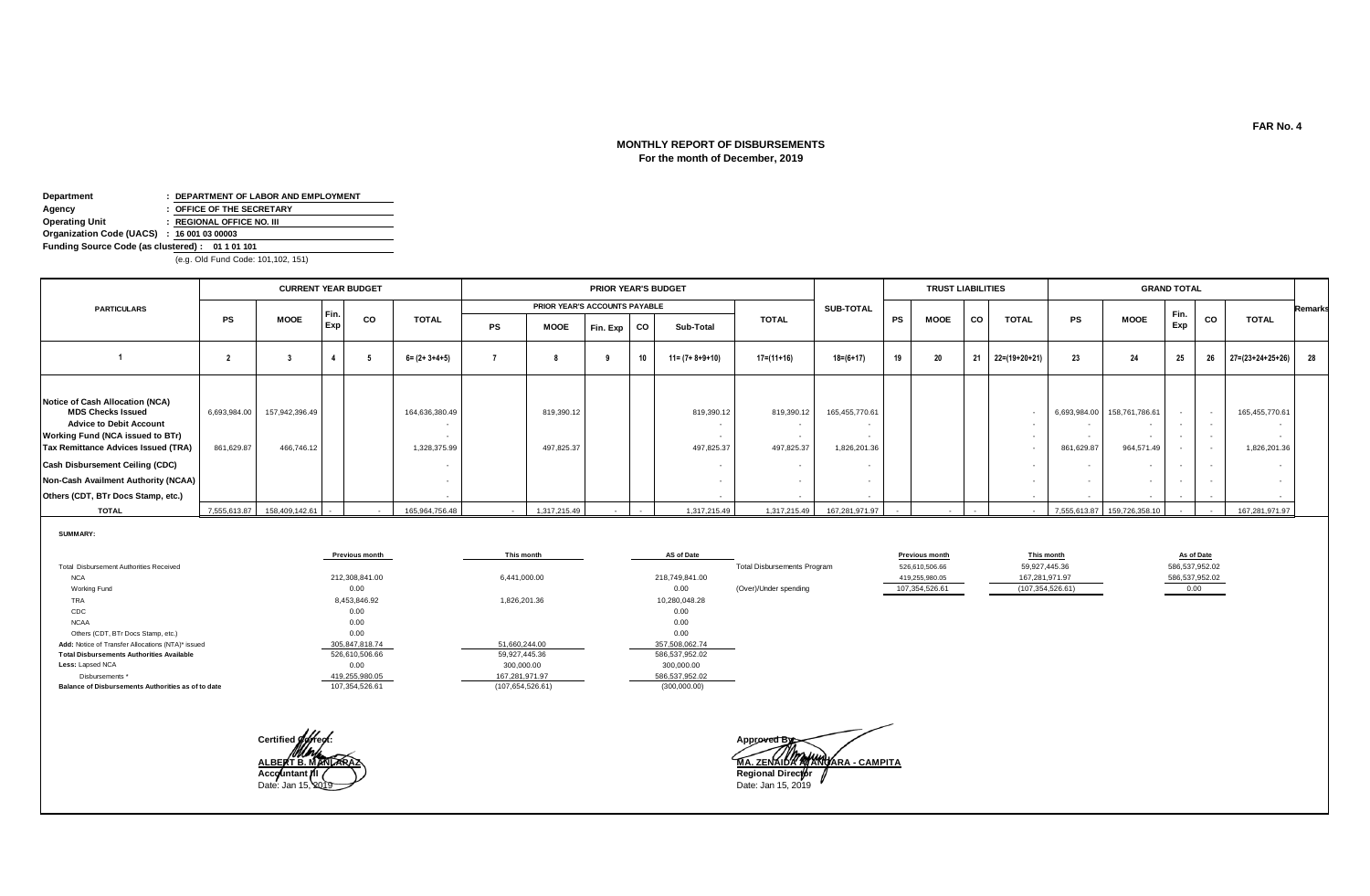FAR No. 4

## MONTHLY REPORT OF DISBURSEMENTS
**For the month of December, 2019**

**Department** : DEPARTMENT OF LABOR AND EMPLOYMENT
**Agency** : OFFICE OF THE SECRETARY
**Operating Unit** : REGIONAL OFFICE NO. III
**Organization Code (UACS)** : 16 001 03 00003
**Funding Source Code (as clustered)** : 01 1 01 101
(e.g. Old Fund Code: 101,102, 151)

| PARTICULARS | CURRENT YEAR BUDGET | | | | | PRIOR YEAR'S BUDGET | | | | | | SUB-TOTAL | TRUST LIABILITIES | | | | GRAND TOTAL | | | | | Remarks |
|---|---|---|---|---|---|---|---|---|---|---|---|---|---|---|---|---|---|---|---|---|---|---|
| | | | | | | PRIOR YEAR'S ACCOUNTS PAYABLE | | | | | TOTAL | | | | | | | | | | | |
| | PS | MOOE | Fin. Exp | CO | TOTAL | PS | MOOE | Fin. Exp | CO | Sub-Total | | | PS | MOOE | CO | TOTAL | PS | MOOE | Fin. Exp | CO | TOTAL | |
| 1 | 2 | 3 | 4 | 5 | 6= (2+ 3+4+5) | 7 | 8 | 9 | 10 | 11= (7+ 8+9+10) | 17=(11+16) | 18=(6+17) | 19 | 20 | 21 | 22=(19+20+21) | 23 | 24 | 25 | 26 | 27=(23+24+25+26) | 28 |
| **Notice of Cash Allocation (NCA)** | | | | | | | | | | | | | | | | | | | | | | |
| **MDS Checks Issued** | 6,693,984.00 | 157,942,396.49 | | | 164,636,380.49 | | 819,390.12 | | | 819,390.12 | 819,390.12 | 165,455,770.61 | | | | - | 6,693,984.00 | 158,761,786.61 | - | - | 165,455,770.61 | |
| **Advice to Debit Account** | | | | | - | | | | | - | - | - | | | | - | - | - | - | - | - | |
| **Working Fund (NCA issued to BTr)** | | | | | - | | | | | - | - | - | | | | - | - | - | - | - | - | |
| **Tax Remittance Advices Issued (TRA)** | 861,629.87 | 466,746.12 | | | 1,328,375.99 | | 497,825.37 | | | 497,825.37 | 497,825.37 | 1,826,201.36 | | | | - | 861,629.87 | 964,571.49 | - | - | 1,826,201.36 | |
| **Cash Disbursement Ceiling (CDC)** | | | | | - | | | | | - | - | - | | | | - | - | - | - | - | - | |
| **Non-Cash Availment Authority (NCAA)** | | | | | - | | | | | - | - | - | | | | - | - | - | - | - | - | |
| **Others (CDT, BTr Docs Stamp, etc.)** | | | | | - | | | | | - | - | - | | | | - | - | - | - | - | - | |
| **TOTAL** | 7,555,613.87 | 158,409,142.61 | - | - | 165,964,756.48 | - | 1,317,215.49 | - | - | 1,317,215.49 | 1,317,215.49 | 167,281,971.97 | - | - | - | - | 7,555,613.87 | 159,726,358.10 | - | - | 167,281,971.97 | |

**SUMMARY:**

| | Previous month | This month | AS of Date |
|---|---|---|---|
| Total Disbursement Authorities Received | | | |
| NCA | 212,308,841.00 | 6,441,000.00 | 218,749,841.00 |
| Working Fund | 0.00 | | 0.00 |
| TRA | 8,453,846.92 | 1,826,201.36 | 10,280,048.28 |
| CDC | 0.00 | | 0.00 |
| NCAA | 0.00 | | 0.00 |
| Others (CDT, BTr Docs Stamp, etc.) | 0.00 | | 0.00 |
| **Add:** Notice of Transfer Allocations (NTA)* issued | 305,847,818.74 | 51,660,244.00 | 357,508,062.74 |
| **Total Disbursements Authorities Available** | 526,610,506.66 | 59,927,445.36 | 586,537,952.02 |
| **Less:** Lapsed NCA | 0.00 | 300,000.00 | 300,000.00 |
| Disbursements * | 419,255,980.05 | 167,281,971.97 | 586,537,952.02 |
| **Balance of Disbursements Authorities as of to date** | 107,354,526.61 | (107,654,526.61) | (300,000.00) |

| | Previous month | This month | As of Date |
|---|---|---|---|
| Total Disbursements Program | 526,610,506.66 | 59,927,445.36 | 586,537,952.02 |
| | 419,255,980.05 | 167,281,971.97 | 586,537,952.02 |
| (Over)/Under spending | 107,354,526.61 | (107,354,526.61) | 0.00 |

Certified Correct:

**ALBERT B. MANLARAZ**
**Accountant III**
Date: Jan 15, 2019

Approved By:

**MA. ZENAIDA A. ANGARA - CAMPITA**
**Regional Director**
Date: Jan 15, 2019